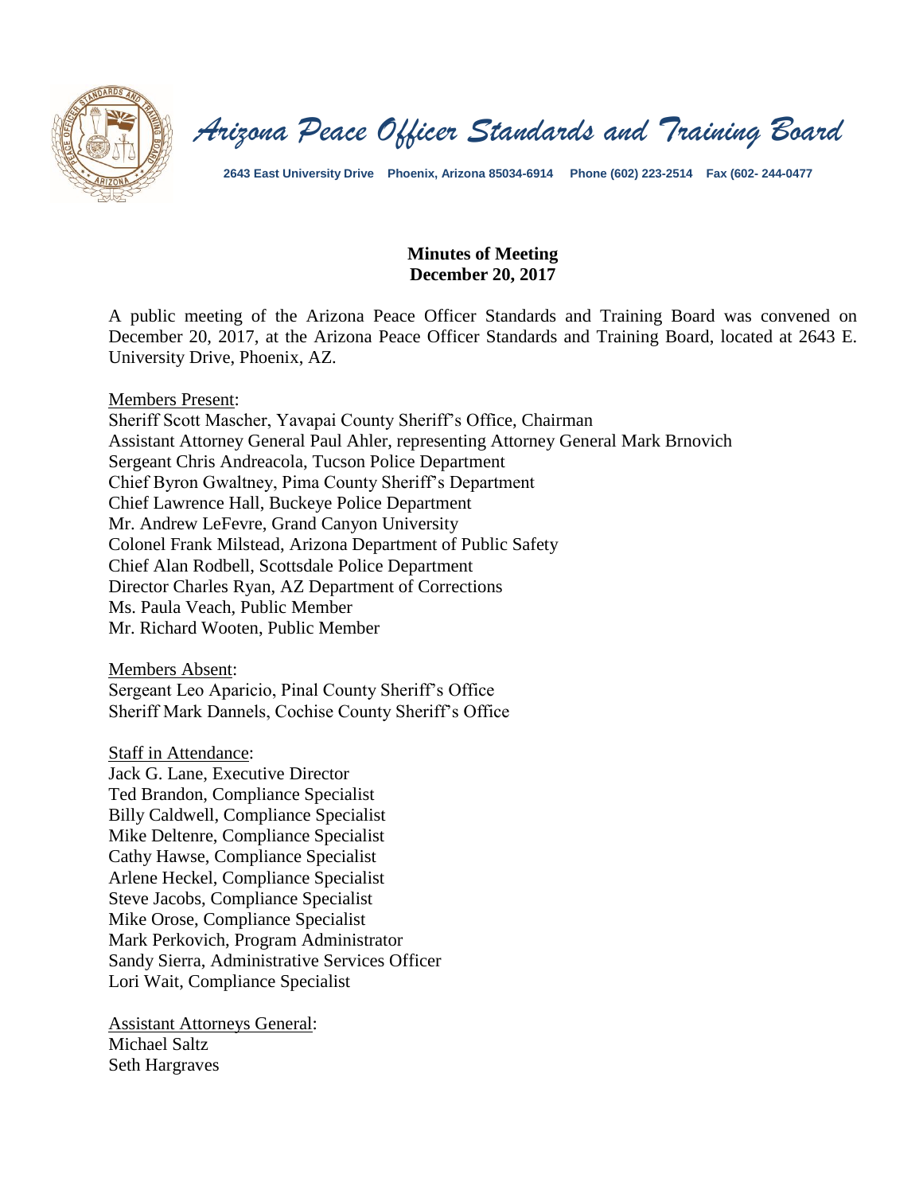# *Arizona Peace Officer Standards and Training Board*

**2643 East University Drive Phoenix, Arizona 85034-6914 Phone (602) 223-2514 Fax (602- 244-0477**

## Minutes of Meeting
## December 20, 2017

A public meeting of the Arizona Peace Officer Standards and Training Board was convened on December 20, 2017, at the Arizona Peace Officer Standards and Training Board, located at 2643 E. University Drive, Phoenix, AZ.

Members Present:
Sheriff Scott Mascher, Yavapai County Sheriff's Office, Chairman
Assistant Attorney General Paul Ahler, representing Attorney General Mark Brnovich
Sergeant Chris Andreacola, Tucson Police Department
Chief Byron Gwaltney, Pima County Sheriff's Department
Chief Lawrence Hall, Buckeye Police Department
Mr. Andrew LeFevre, Grand Canyon University
Colonel Frank Milstead, Arizona Department of Public Safety
Chief Alan Rodbell, Scottsdale Police Department
Director Charles Ryan, AZ Department of Corrections
Ms. Paula Veach, Public Member
Mr. Richard Wooten, Public Member

Members Absent:
Sergeant Leo Aparicio, Pinal County Sheriff's Office
Sheriff Mark Dannels, Cochise County Sheriff's Office

Staff in Attendance:
Jack G. Lane, Executive Director
Ted Brandon, Compliance Specialist
Billy Caldwell, Compliance Specialist
Mike Deltenre, Compliance Specialist
Cathy Hawse, Compliance Specialist
Arlene Heckel, Compliance Specialist
Steve Jacobs, Compliance Specialist
Mike Orose, Compliance Specialist
Mark Perkovich, Program Administrator
Sandy Sierra, Administrative Services Officer
Lori Wait, Compliance Specialist

Assistant Attorneys General:
Michael Saltz
Seth Hargraves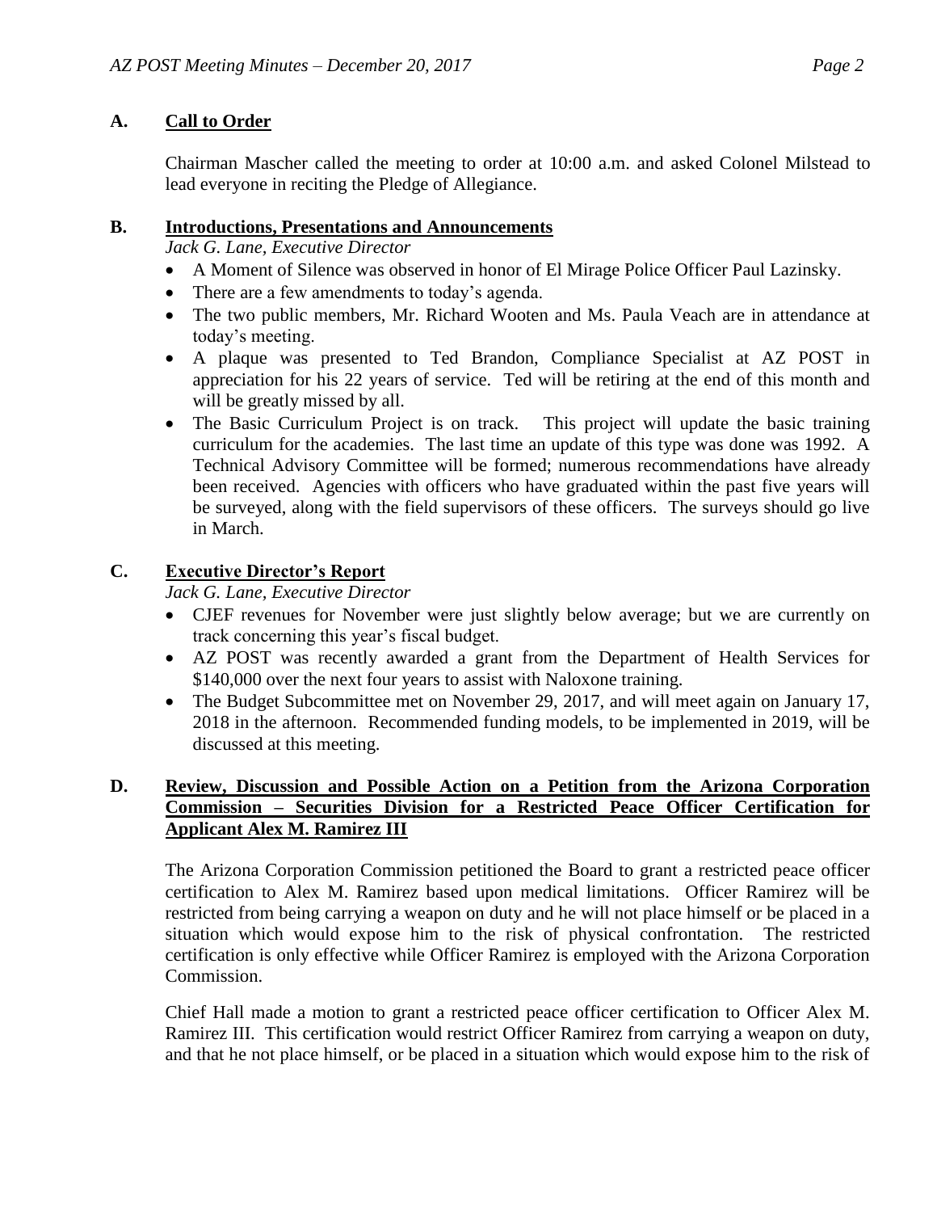## A. Call to Order

Chairman Mascher called the meeting to order at 10:00 a.m. and asked Colonel Milstead to lead everyone in reciting the Pledge of Allegiance.

## B. Introductions, Presentations and Announcements

*Jack G. Lane, Executive Director*

- A Moment of Silence was observed in honor of El Mirage Police Officer Paul Lazinsky.
- There are a few amendments to today's agenda.
- The two public members, Mr. Richard Wooten and Ms. Paula Veach are in attendance at today's meeting.
- A plaque was presented to Ted Brandon, Compliance Specialist at AZ POST in appreciation for his 22 years of service. Ted will be retiring at the end of this month and will be greatly missed by all.
- The Basic Curriculum Project is on track. This project will update the basic training curriculum for the academies. The last time an update of this type was done was 1992. A Technical Advisory Committee will be formed; numerous recommendations have already been received. Agencies with officers who have graduated within the past five years will be surveyed, along with the field supervisors of these officers. The surveys should go live in March.

## C. Executive Director's Report

*Jack G. Lane, Executive Director*

- CJEF revenues for November were just slightly below average; but we are currently on track concerning this year's fiscal budget.
- AZ POST was recently awarded a grant from the Department of Health Services for \$140,000 over the next four years to assist with Naloxone training.
- The Budget Subcommittee met on November 29, 2017, and will meet again on January 17, 2018 in the afternoon. Recommended funding models, to be implemented in 2019, will be discussed at this meeting.

## D. Review, Discussion and Possible Action on a Petition from the Arizona Corporation Commission – Securities Division for a Restricted Peace Officer Certification for Applicant Alex M. Ramirez III

The Arizona Corporation Commission petitioned the Board to grant a restricted peace officer certification to Alex M. Ramirez based upon medical limitations. Officer Ramirez will be restricted from being carrying a weapon on duty and he will not place himself or be placed in a situation which would expose him to the risk of physical confrontation. The restricted certification is only effective while Officer Ramirez is employed with the Arizona Corporation Commission.

Chief Hall made a motion to grant a restricted peace officer certification to Officer Alex M. Ramirez III. This certification would restrict Officer Ramirez from carrying a weapon on duty, and that he not place himself, or be placed in a situation which would expose him to the risk of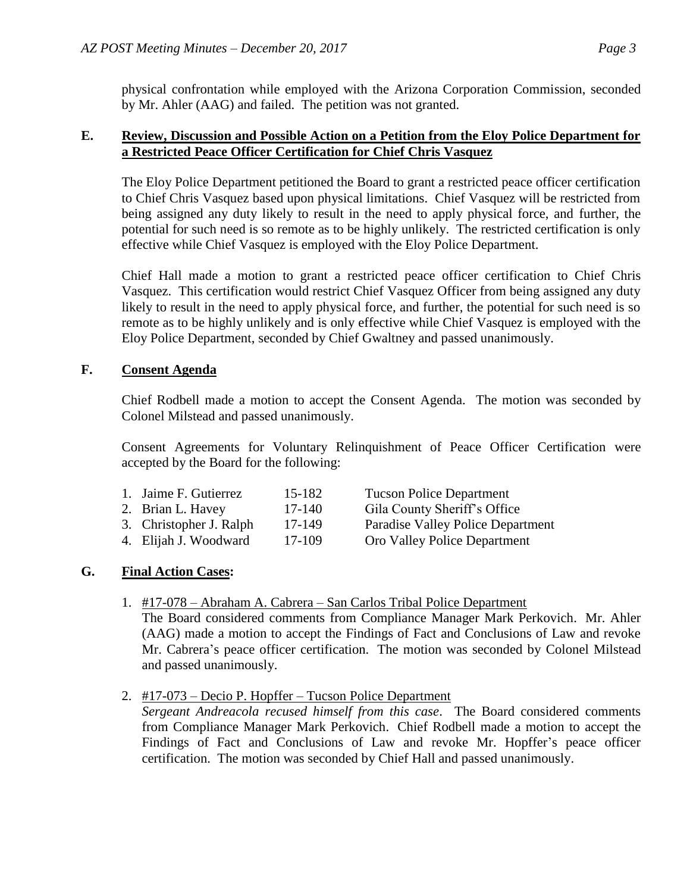physical confrontation while employed with the Arizona Corporation Commission, seconded by Mr. Ahler (AAG) and failed. The petition was not granted.

**E. Review, Discussion and Possible Action on a Petition from the Eloy Police Department for a Restricted Peace Officer Certification for Chief Chris Vasquez**

The Eloy Police Department petitioned the Board to grant a restricted peace officer certification to Chief Chris Vasquez based upon physical limitations. Chief Vasquez will be restricted from being assigned any duty likely to result in the need to apply physical force, and further, the potential for such need is so remote as to be highly unlikely. The restricted certification is only effective while Chief Vasquez is employed with the Eloy Police Department.

Chief Hall made a motion to grant a restricted peace officer certification to Chief Chris Vasquez. This certification would restrict Chief Vasquez Officer from being assigned any duty likely to result in the need to apply physical force, and further, the potential for such need is so remote as to be highly unlikely and is only effective while Chief Vasquez is employed with the Eloy Police Department, seconded by Chief Gwaltney and passed unanimously.

**F. Consent Agenda**

Chief Rodbell made a motion to accept the Consent Agenda. The motion was seconded by Colonel Milstead and passed unanimously.

Consent Agreements for Voluntary Relinquishment of Peace Officer Certification were accepted by the Board for the following:

| | | |
|---|---|---|
| 1. Jaime F. Gutierrez | 15-182 | Tucson Police Department |
| 2. Brian L. Havey | 17-140 | Gila County Sheriff's Office |
| 3. Christopher J. Ralph | 17-149 | Paradise Valley Police Department |
| 4. Elijah J. Woodward | 17-109 | Oro Valley Police Department |

**G. Final Action Cases:**

1. #17-078 – Abraham A. Cabrera – San Carlos Tribal Police Department
   The Board considered comments from Compliance Manager Mark Perkovich. Mr. Ahler (AAG) made a motion to accept the Findings of Fact and Conclusions of Law and revoke Mr. Cabrera's peace officer certification. The motion was seconded by Colonel Milstead and passed unanimously.

2. #17-073 – Decio P. Hopffer – Tucson Police Department
   *Sergeant Andreacola recused himself from this case*. The Board considered comments from Compliance Manager Mark Perkovich. Chief Rodbell made a motion to accept the Findings of Fact and Conclusions of Law and revoke Mr. Hopffer's peace officer certification. The motion was seconded by Chief Hall and passed unanimously.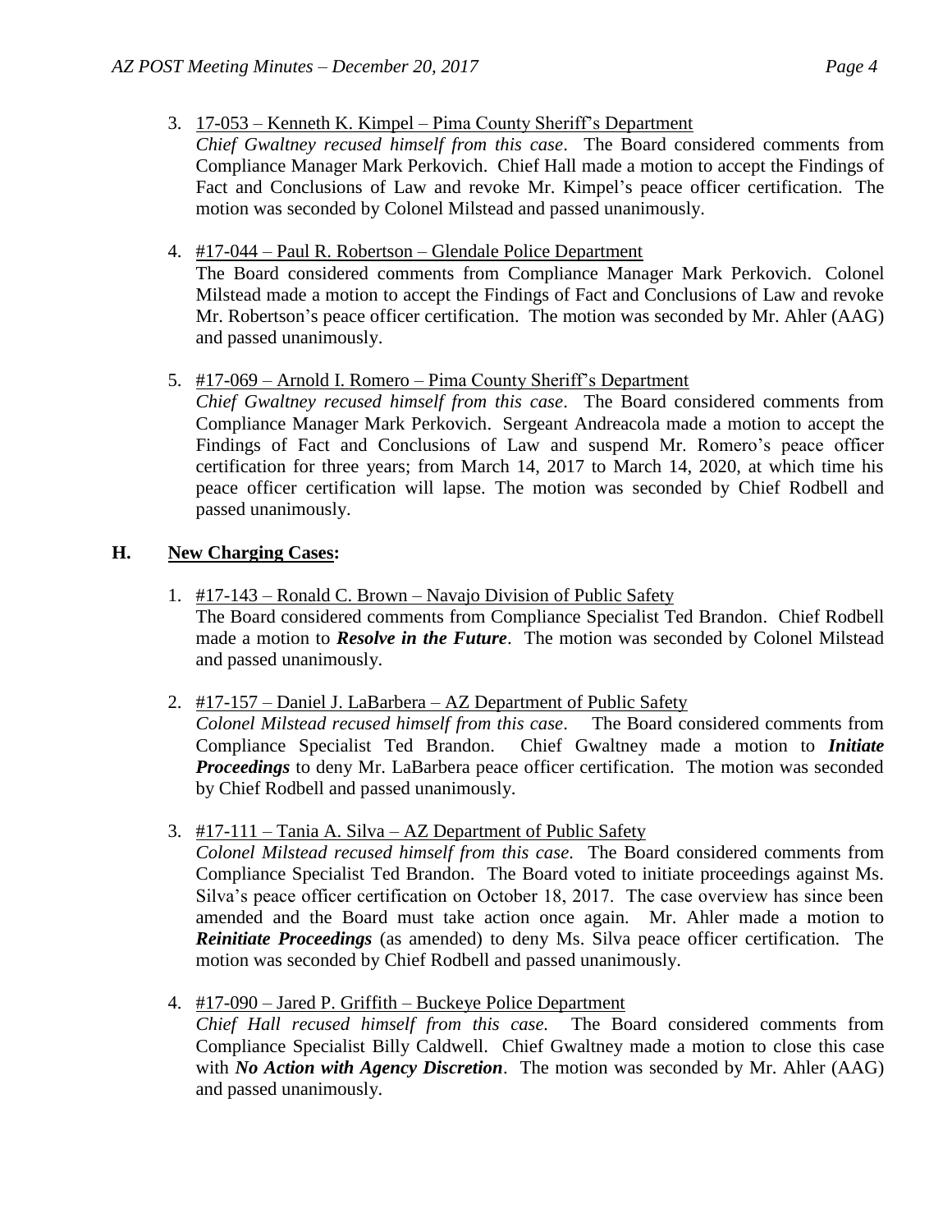3. 17-053 – Kenneth K. Kimpel – Pima County Sheriff's Department
   *Chief Gwaltney recused himself from this case*. The Board considered comments from Compliance Manager Mark Perkovich. Chief Hall made a motion to accept the Findings of Fact and Conclusions of Law and revoke Mr. Kimpel's peace officer certification. The motion was seconded by Colonel Milstead and passed unanimously.

4. #17-044 – Paul R. Robertson – Glendale Police Department
   The Board considered comments from Compliance Manager Mark Perkovich. Colonel Milstead made a motion to accept the Findings of Fact and Conclusions of Law and revoke Mr. Robertson's peace officer certification. The motion was seconded by Mr. Ahler (AAG) and passed unanimously.

5. #17-069 – Arnold I. Romero – Pima County Sheriff's Department
   *Chief Gwaltney recused himself from this case*. The Board considered comments from Compliance Manager Mark Perkovich. Sergeant Andreacola made a motion to accept the Findings of Fact and Conclusions of Law and suspend Mr. Romero's peace officer certification for three years; from March 14, 2017 to March 14, 2020, at which time his peace officer certification will lapse. The motion was seconded by Chief Rodbell and passed unanimously.

## H. New Charging Cases:

1. #17-143 – Ronald C. Brown – Navajo Division of Public Safety
   The Board considered comments from Compliance Specialist Ted Brandon. Chief Rodbell made a motion to ***Resolve in the Future***. The motion was seconded by Colonel Milstead and passed unanimously.

2. #17-157 – Daniel J. LaBarbera – AZ Department of Public Safety
   *Colonel Milstead recused himself from this case*. The Board considered comments from Compliance Specialist Ted Brandon. Chief Gwaltney made a motion to ***Initiate Proceedings*** to deny Mr. LaBarbera peace officer certification. The motion was seconded by Chief Rodbell and passed unanimously.

3. #17-111 – Tania A. Silva – AZ Department of Public Safety
   *Colonel Milstead recused himself from this case*. The Board considered comments from Compliance Specialist Ted Brandon. The Board voted to initiate proceedings against Ms. Silva's peace officer certification on October 18, 2017. The case overview has since been amended and the Board must take action once again. Mr. Ahler made a motion to ***Reinitiate Proceedings*** (as amended) to deny Ms. Silva peace officer certification. The motion was seconded by Chief Rodbell and passed unanimously.

4. #17-090 – Jared P. Griffith – Buckeye Police Department
   *Chief Hall recused himself from this case.* The Board considered comments from Compliance Specialist Billy Caldwell. Chief Gwaltney made a motion to close this case with ***No Action with Agency Discretion***. The motion was seconded by Mr. Ahler (AAG) and passed unanimously.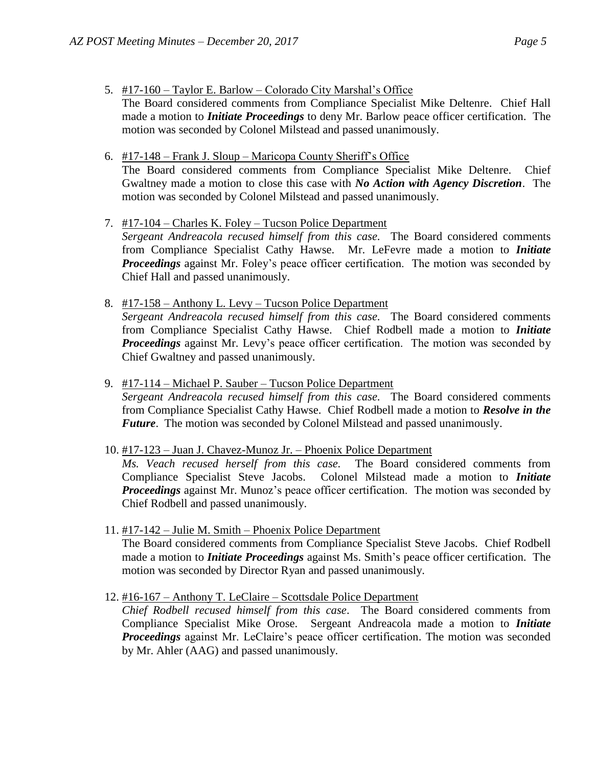5. <u>#17-160 – Taylor E. Barlow – Colorado City Marshal's Office</u>
   The Board considered comments from Compliance Specialist Mike Deltenre. Chief Hall made a motion to ***Initiate Proceedings*** to deny Mr. Barlow peace officer certification. The motion was seconded by Colonel Milstead and passed unanimously.

6. <u>#17-148 – Frank J. Sloup – Maricopa County Sheriff's Office</u>
   The Board considered comments from Compliance Specialist Mike Deltenre. Chief Gwaltney made a motion to close this case with ***No Action with Agency Discretion***. The motion was seconded by Colonel Milstead and passed unanimously.

7. <u>#17-104 – Charles K. Foley – Tucson Police Department</u>
   *Sergeant Andreacola recused himself from this case.* The Board considered comments from Compliance Specialist Cathy Hawse. Mr. LeFevre made a motion to ***Initiate Proceedings*** against Mr. Foley's peace officer certification. The motion was seconded by Chief Hall and passed unanimously.

8. <u>#17-158 – Anthony L. Levy – Tucson Police Department</u>
   *Sergeant Andreacola recused himself from this case.* The Board considered comments from Compliance Specialist Cathy Hawse. Chief Rodbell made a motion to ***Initiate Proceedings*** against Mr. Levy's peace officer certification. The motion was seconded by Chief Gwaltney and passed unanimously.

9. <u>#17-114 – Michael P. Sauber – Tucson Police Department</u>
   *Sergeant Andreacola recused himself from this case.* The Board considered comments from Compliance Specialist Cathy Hawse. Chief Rodbell made a motion to ***Resolve in the Future***. The motion was seconded by Colonel Milstead and passed unanimously.

10. <u>#17-123 – Juan J. Chavez-Munoz Jr. – Phoenix Police Department</u>
    *Ms. Veach recused herself from this case.* The Board considered comments from Compliance Specialist Steve Jacobs. Colonel Milstead made a motion to ***Initiate Proceedings*** against Mr. Munoz's peace officer certification. The motion was seconded by Chief Rodbell and passed unanimously.

11. <u>#17-142 – Julie M. Smith – Phoenix Police Department</u>
    The Board considered comments from Compliance Specialist Steve Jacobs. Chief Rodbell made a motion to ***Initiate Proceedings*** against Ms. Smith's peace officer certification. The motion was seconded by Director Ryan and passed unanimously.

12. <u>#16-167 – Anthony T. LeClaire – Scottsdale Police Department</u>
    *Chief Rodbell recused himself from this case*. The Board considered comments from Compliance Specialist Mike Orose. Sergeant Andreacola made a motion to ***Initiate Proceedings*** against Mr. LeClaire's peace officer certification. The motion was seconded by Mr. Ahler (AAG) and passed unanimously.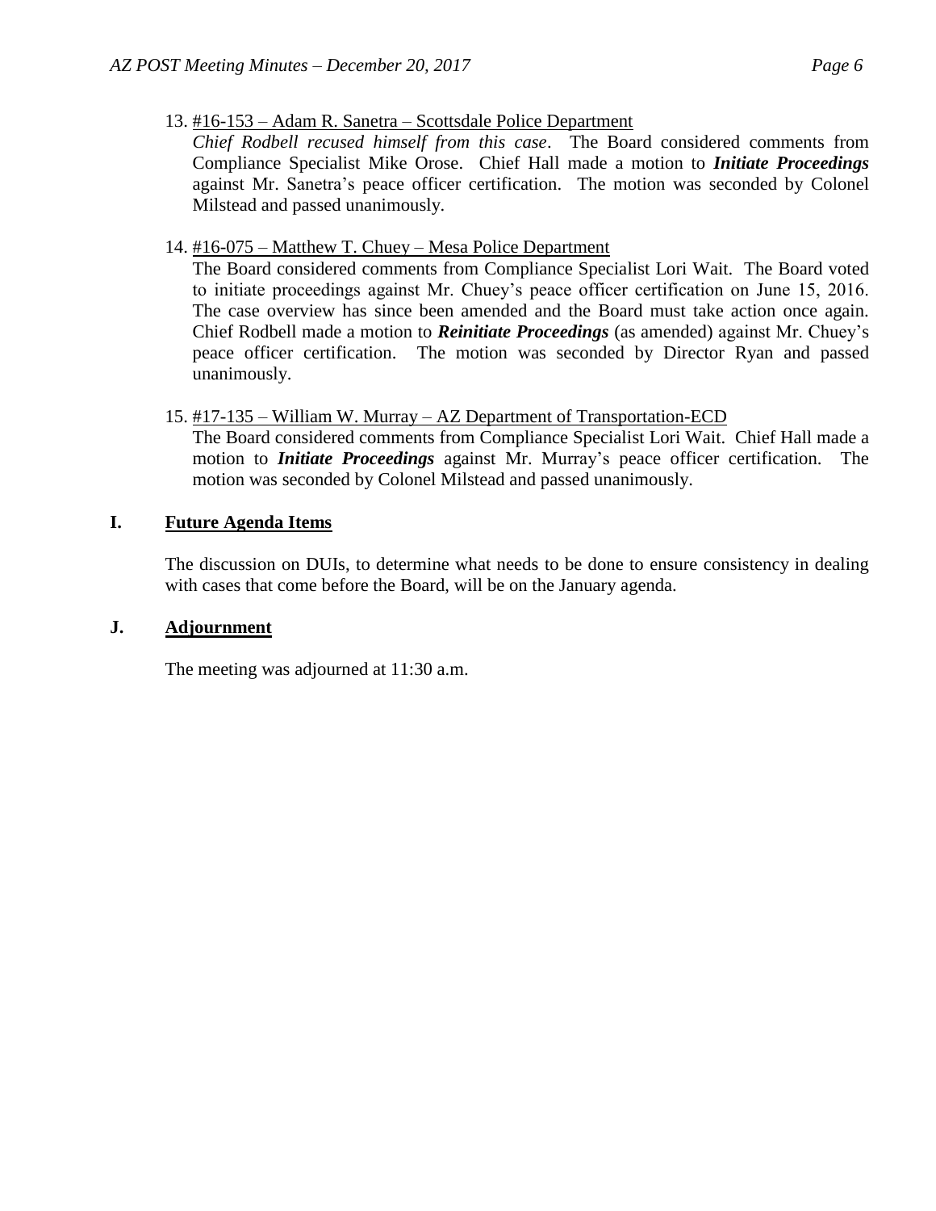13. #16-153 – Adam R. Sanetra – Scottsdale Police Department
    *Chief Rodbell recused himself from this case*. The Board considered comments from Compliance Specialist Mike Orose. Chief Hall made a motion to ***Initiate Proceedings*** against Mr. Sanetra's peace officer certification. The motion was seconded by Colonel Milstead and passed unanimously.

14. #16-075 – Matthew T. Chuey – Mesa Police Department
    The Board considered comments from Compliance Specialist Lori Wait. The Board voted to initiate proceedings against Mr. Chuey's peace officer certification on June 15, 2016. The case overview has since been amended and the Board must take action once again. Chief Rodbell made a motion to ***Reinitiate Proceedings*** (as amended) against Mr. Chuey's peace officer certification. The motion was seconded by Director Ryan and passed unanimously.

15. #17-135 – William W. Murray – AZ Department of Transportation-ECD
    The Board considered comments from Compliance Specialist Lori Wait. Chief Hall made a motion to ***Initiate Proceedings*** against Mr. Murray's peace officer certification. The motion was seconded by Colonel Milstead and passed unanimously.

## I. Future Agenda Items

The discussion on DUIs, to determine what needs to be done to ensure consistency in dealing with cases that come before the Board, will be on the January agenda.

## J. Adjournment

The meeting was adjourned at 11:30 a.m.